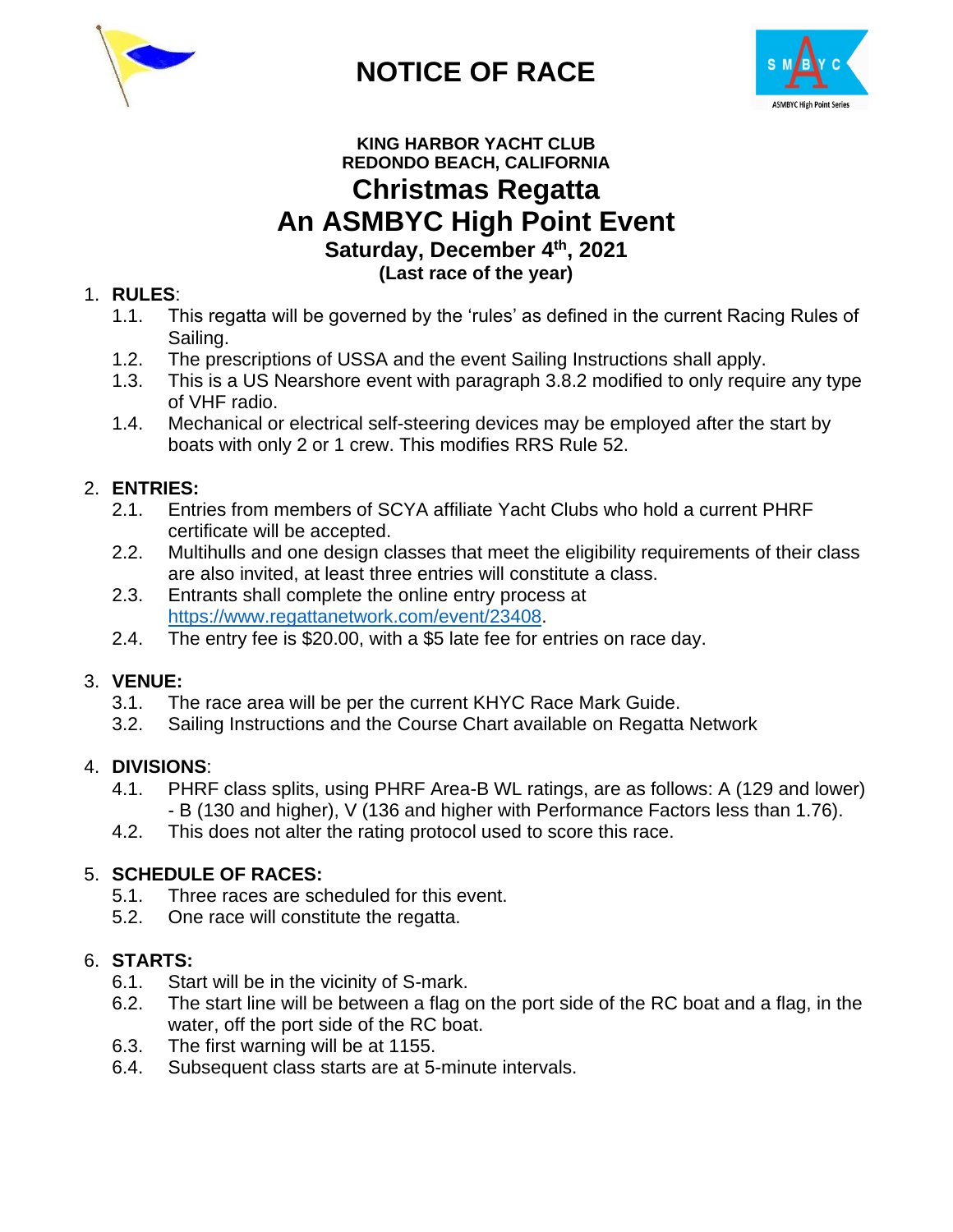# NOTICE OF RACE

**KING HARBOR YACHT CLUB**
**REDONDO BEACH, CALIFORNIA**

## Christmas Regatta

## An ASMBYC High Point Event

### Saturday, December 4th, 2021

**(Last race of the year)**

1. **RULES**:
   - 1.1. This regatta will be governed by the 'rules' as defined in the current Racing Rules of Sailing.
   - 1.2. The prescriptions of USSA and the event Sailing Instructions shall apply.
   - 1.3. This is a US Nearshore event with paragraph 3.8.2 modified to only require any type of VHF radio.
   - 1.4. Mechanical or electrical self-steering devices may be employed after the start by boats with only 2 or 1 crew. This modifies RRS Rule 52.

2. **ENTRIES:**
   - 2.1. Entries from members of SCYA affiliate Yacht Clubs who hold a current PHRF certificate will be accepted.
   - 2.2. Multihulls and one design classes that meet the eligibility requirements of their class are also invited, at least three entries will constitute a class.
   - 2.3. Entrants shall complete the online entry process at https://www.regattanetwork.com/event/23408.
   - 2.4. The entry fee is $20.00, with a $5 late fee for entries on race day.

3. **VENUE:**
   - 3.1. The race area will be per the current KHYC Race Mark Guide.
   - 3.2. Sailing Instructions and the Course Chart available on Regatta Network

4. **DIVISIONS**:
   - 4.1. PHRF class splits, using PHRF Area-B WL ratings, are as follows: A (129 and lower) - B (130 and higher), V (136 and higher with Performance Factors less than 1.76).
   - 4.2. This does not alter the rating protocol used to score this race.

5. **SCHEDULE OF RACES:**
   - 5.1. Three races are scheduled for this event.
   - 5.2. One race will constitute the regatta.

6. **STARTS:**
   - 6.1. Start will be in the vicinity of S-mark.
   - 6.2. The start line will be between a flag on the port side of the RC boat and a flag, in the water, off the port side of the RC boat.
   - 6.3. The first warning will be at 1155.
   - 6.4. Subsequent class starts are at 5-minute intervals.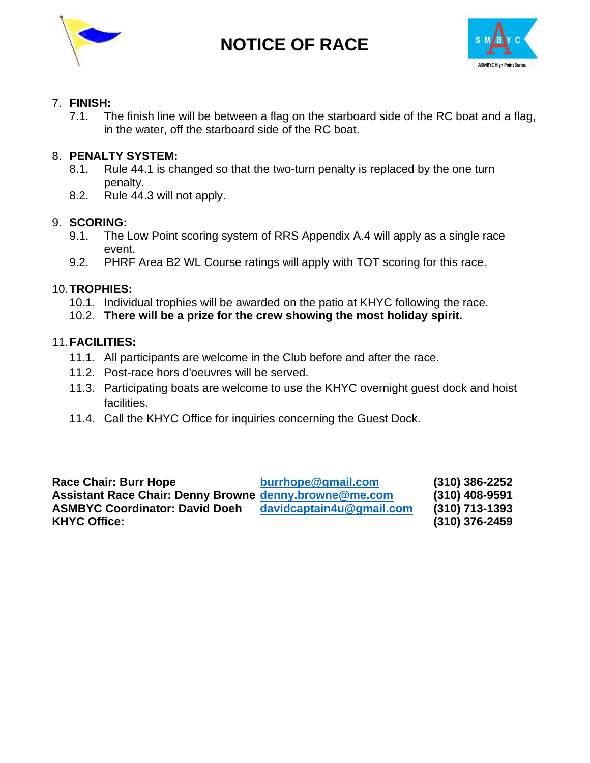# NOTICE OF RACE

7. **FINISH:**
   7.1. The finish line will be between a flag on the starboard side of the RC boat and a flag, in the water, off the starboard side of the RC boat.

8. **PENALTY SYSTEM:**
   8.1. Rule 44.1 is changed so that the two-turn penalty is replaced by the one turn penalty.
   8.2. Rule 44.3 will not apply.

9. **SCORING:**
   9.1. The Low Point scoring system of RRS Appendix A.4 will apply as a single race event.
   9.2. PHRF Area B2 WL Course ratings will apply with TOT scoring for this race.

10. **TROPHIES:**
    10.1. Individual trophies will be awarded on the patio at KHYC following the race.
    10.2. **There will be a prize for the crew showing the most holiday spirit.**

11. **FACILITIES:**
    11.1. All participants are welcome in the Club before and after the race.
    11.2. Post-race hors d'oeuvres will be served.
    11.3. Participating boats are welcome to use the KHYC overnight guest dock and hoist facilities.
    11.4. Call the KHYC Office for inquiries concerning the Guest Dock.

| | | |
|---|---|---|
| **Race Chair: Burr Hope** | **burrhope@gmail.com** | **(310) 386-2252** |
| **Assistant Race Chair: Denny Browne** | **denny.browne@me.com** | **(310) 408-9591** |
| **ASMBYC Coordinator: David Doeh** | **davidcaptain4u@gmail.com** | **(310) 713-1393** |
| **KHYC Office:** | | **(310) 376-2459** |